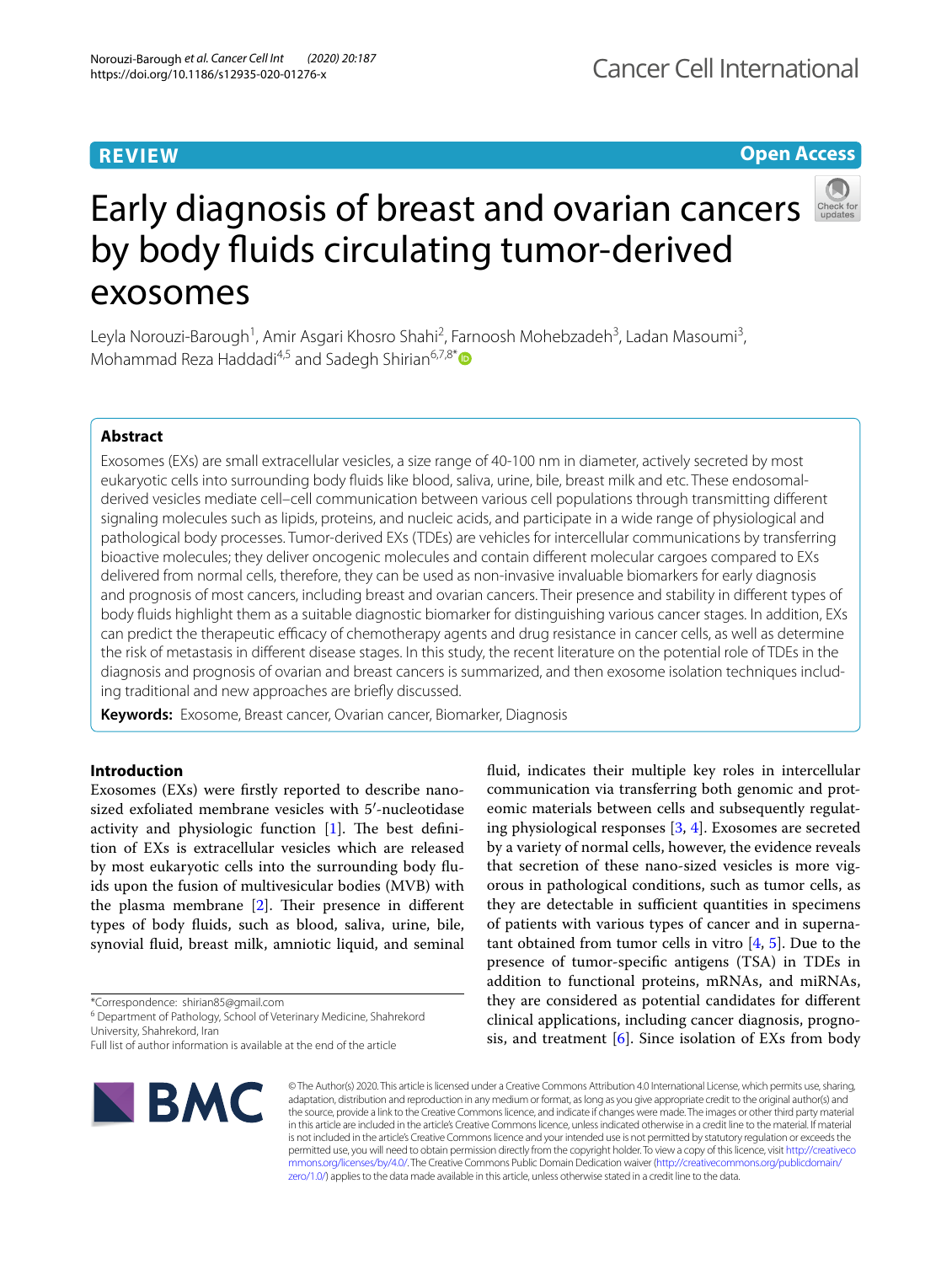**REVIEW** **Open Access**

# Early diagnosis of breast and ovarian cancers by body fluids circulating tumor-derived exosomes

Leyla Norouzi-Barough[1], Amir Asgari Khosro Shahi[2], Farnoosh Mohebzadeh[3], Ladan Masoumi[3], Mohammad Reza Haddadi[4,5] and Sadegh Shirian[6,7,8*]

## Abstract

Exosomes (EXs) are small extracellular vesicles, a size range of 40-100 nm in diameter, actively secreted by most eukaryotic cells into surrounding body fluids like blood, saliva, urine, bile, breast milk and etc. These endosomal-derived vesicles mediate cell–cell communication between various cell populations through transmitting different signaling molecules such as lipids, proteins, and nucleic acids, and participate in a wide range of physiological and pathological body processes. Tumor-derived EXs (TDEs) are vehicles for intercellular communications by transferring bioactive molecules; they deliver oncogenic molecules and contain different molecular cargoes compared to EXs delivered from normal cells, therefore, they can be used as non-invasive invaluable biomarkers for early diagnosis and prognosis of most cancers, including breast and ovarian cancers. Their presence and stability in different types of body fluids highlight them as a suitable diagnostic biomarker for distinguishing various cancer stages. In addition, EXs can predict the therapeutic efficacy of chemotherapy agents and drug resistance in cancer cells, as well as determine the risk of metastasis in different disease stages. In this study, the recent literature on the potential role of TDEs in the diagnosis and prognosis of ovarian and breast cancers is summarized, and then exosome isolation techniques including traditional and new approaches are briefly discussed.

**Keywords:** Exosome, Breast cancer, Ovarian cancer, Biomarker, Diagnosis

## Introduction

Exosomes (EXs) were firstly reported to describe nano-sized exfoliated membrane vesicles with 5′-nucleotidase activity and physiologic function [1]. The best definition of EXs is extracellular vesicles which are released by most eukaryotic cells into the surrounding body fluids upon the fusion of multivesicular bodies (MVB) with the plasma membrane [2]. Their presence in different types of body fluids, such as blood, saliva, urine, bile, synovial fluid, breast milk, amniotic liquid, and seminal fluid, indicates their multiple key roles in intercellular communication via transferring both genomic and proteomic materials between cells and subsequently regulating physiological responses [3, 4]. Exosomes are secreted by a variety of normal cells, however, the evidence reveals that secretion of these nano-sized vesicles is more vigorous in pathological conditions, such as tumor cells, as they are detectable in sufficient quantities in specimens of patients with various types of cancer and in supernatant obtained from tumor cells in vitro [4, 5]. Due to the presence of tumor-specific antigens (TSA) in TDEs in addition to functional proteins, mRNAs, and miRNAs, they are considered as potential candidates for different clinical applications, including cancer diagnosis, prognosis, and treatment [6]. Since isolation of EXs from body

*Correspondence: shirian85@gmail.com
[6] Department of Pathology, School of Veterinary Medicine, Shahrekord University, Shahrekord, Iran
Full list of author information is available at the end of the article

© The Author(s) 2020. This article is licensed under a Creative Commons Attribution 4.0 International License, which permits use, sharing, adaptation, distribution and reproduction in any medium or format, as long as you give appropriate credit to the original author(s) and the source, provide a link to the Creative Commons licence, and indicate if changes were made. The images or other third party material in this article are included in the article's Creative Commons licence, unless indicated otherwise in a credit line to the material. If material is not included in the article's Creative Commons licence and your intended use is not permitted by statutory regulation or exceeds the permitted use, you will need to obtain permission directly from the copyright holder. To view a copy of this licence, visit http://creativecommons.org/licenses/by/4.0/. The Creative Commons Public Domain Dedication waiver (http://creativecommons.org/publicdomain/zero/1.0/) applies to the data made available in this article, unless otherwise stated in a credit line to the data.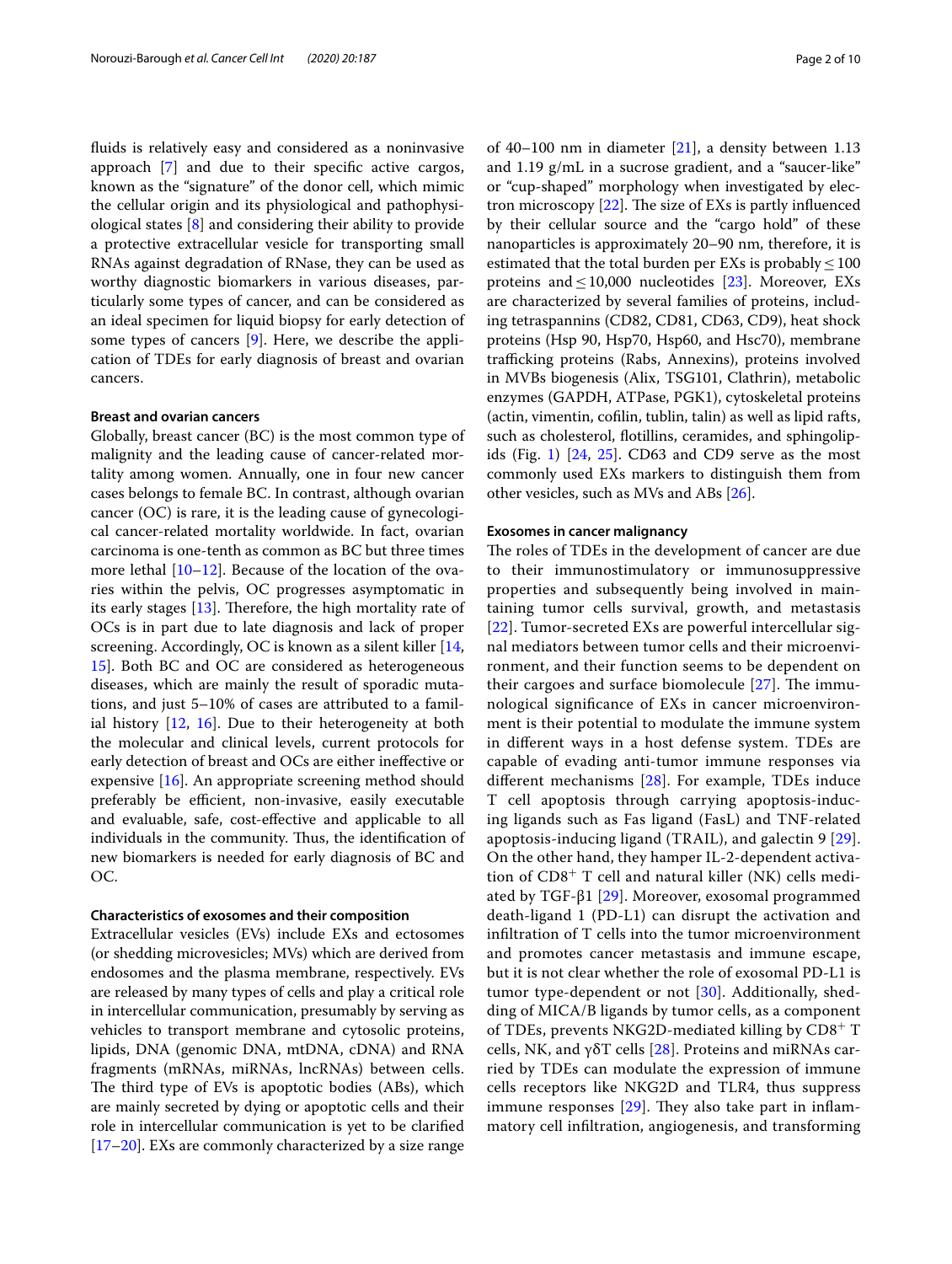fluids is relatively easy and considered as a noninvasive approach [7] and due to their specific active cargos, known as the "signature" of the donor cell, which mimic the cellular origin and its physiological and pathophysiological states [8] and considering their ability to provide a protective extracellular vesicle for transporting small RNAs against degradation of RNase, they can be used as worthy diagnostic biomarkers in various diseases, particularly some types of cancer, and can be considered as an ideal specimen for liquid biopsy for early detection of some types of cancers [9]. Here, we describe the application of TDEs for early diagnosis of breast and ovarian cancers.

#### Breast and ovarian cancers

Globally, breast cancer (BC) is the most common type of malignity and the leading cause of cancer-related mortality among women. Annually, one in four new cancer cases belongs to female BC. In contrast, although ovarian cancer (OC) is rare, it is the leading cause of gynecological cancer-related mortality worldwide. In fact, ovarian carcinoma is one-tenth as common as BC but three times more lethal [10–12]. Because of the location of the ovaries within the pelvis, OC progresses asymptomatic in its early stages [13]. Therefore, the high mortality rate of OCs is in part due to late diagnosis and lack of proper screening. Accordingly, OC is known as a silent killer [14, 15]. Both BC and OC are considered as heterogeneous diseases, which are mainly the result of sporadic mutations, and just 5–10% of cases are attributed to a familial history [12, 16]. Due to their heterogeneity at both the molecular and clinical levels, current protocols for early detection of breast and OCs are either ineffective or expensive [16]. An appropriate screening method should preferably be efficient, non-invasive, easily executable and evaluable, safe, cost-effective and applicable to all individuals in the community. Thus, the identification of new biomarkers is needed for early diagnosis of BC and OC.

#### Characteristics of exosomes and their composition

Extracellular vesicles (EVs) include EXs and ectosomes (or shedding microvesicles; MVs) which are derived from endosomes and the plasma membrane, respectively. EVs are released by many types of cells and play a critical role in intercellular communication, presumably by serving as vehicles to transport membrane and cytosolic proteins, lipids, DNA (genomic DNA, mtDNA, cDNA) and RNA fragments (mRNAs, miRNAs, lncRNAs) between cells. The third type of EVs is apoptotic bodies (ABs), which are mainly secreted by dying or apoptotic cells and their role in intercellular communication is yet to be clarified [17–20]. EXs are commonly characterized by a size range of 40–100 nm in diameter [21], a density between 1.13 and 1.19 g/mL in a sucrose gradient, and a "saucer-like" or "cup-shaped" morphology when investigated by electron microscopy [22]. The size of EXs is partly influenced by their cellular source and the "cargo hold" of these nanoparticles is approximately 20–90 nm, therefore, it is estimated that the total burden per EXs is probably $\leq 100$ proteins and $\leq 10{,}000$ nucleotides [23]. Moreover, EXs are characterized by several families of proteins, including tetraspannins (CD82, CD81, CD63, CD9), heat shock proteins (Hsp 90, Hsp70, Hsp60, and Hsc70), membrane trafficking proteins (Rabs, Annexins), proteins involved in MVBs biogenesis (Alix, TSG101, Clathrin), metabolic enzymes (GAPDH, ATPase, PGK1), cytoskeletal proteins (actin, vimentin, cofilin, tublin, talin) as well as lipid rafts, such as cholesterol, flotillins, ceramides, and sphingolipids (Fig. 1) [24, 25]. CD63 and CD9 serve as the most commonly used EXs markers to distinguish them from other vesicles, such as MVs and ABs [26].

#### Exosomes in cancer malignancy

The roles of TDEs in the development of cancer are due to their immunostimulatory or immunosuppressive properties and subsequently being involved in maintaining tumor cells survival, growth, and metastasis [22]. Tumor-secreted EXs are powerful intercellular signal mediators between tumor cells and their microenvironment, and their function seems to be dependent on their cargoes and surface biomolecule [27]. The immunological significance of EXs in cancer microenvironment is their potential to modulate the immune system in different ways in a host defense system. TDEs are capable of evading anti-tumor immune responses via different mechanisms [28]. For example, TDEs induce T cell apoptosis through carrying apoptosis-inducing ligands such as Fas ligand (FasL) and TNF-related apoptosis-inducing ligand (TRAIL), and galectin 9 [29]. On the other hand, they hamper IL-2-dependent activation of $CD8^{+}$ T cell and natural killer (NK) cells mediated by TGF-β1 [29]. Moreover, exosomal programmed death-ligand 1 (PD-L1) can disrupt the activation and infiltration of T cells into the tumor microenvironment and promotes cancer metastasis and immune escape, but it is not clear whether the role of exosomal PD-L1 is tumor type-dependent or not [30]. Additionally, shedding of MICA/B ligands by tumor cells, as a component of TDEs, prevents NKG2D-mediated killing by $CD8^{+}$ T cells, NK, and γδT cells [28]. Proteins and miRNAs carried by TDEs can modulate the expression of immune cells receptors like NKG2D and TLR4, thus suppress immune responses [29]. They also take part in inflammatory cell infiltration, angiogenesis, and transforming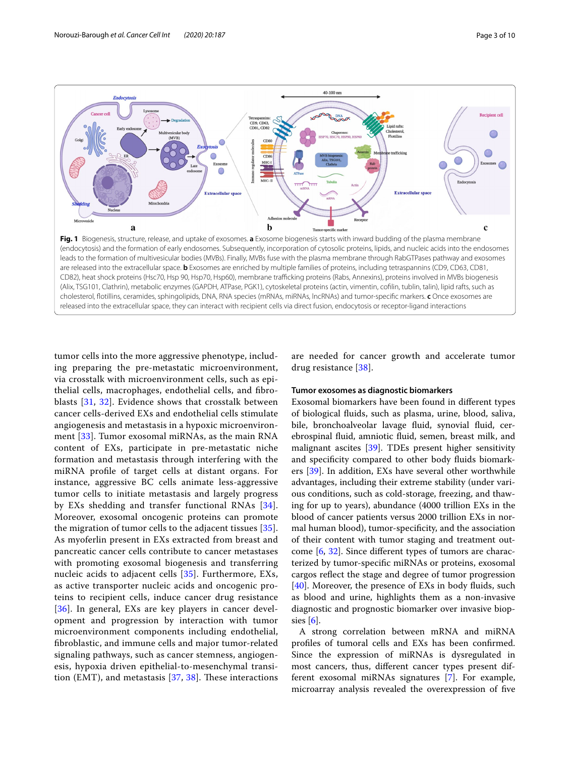**Fig. 1** Biogenesis, structure, release, and uptake of exosomes. **a** Exosome biogenesis starts with inward budding of the plasma membrane (endocytosis) and the formation of early endosomes. Subsequently, incorporation of cytosolic proteins, lipids, and nucleic acids into the endosomes leads to the formation of multivesicular bodies (MVBs). Finally, MVBs fuse with the plasma membrane through RabGTPases pathway and exosomes are released into the extracellular space. **b** Exosomes are enriched by multiple families of proteins, including tetraspannins (CD9, CD63, CD81, CD82), heat shock proteins (Hsc70, Hsp 90, Hsp70, Hsp60), membrane trafficking proteins (Rabs, Annexins), proteins involved in MVBs biogenesis (Alix, TSG101, Clathrin), metabolic enzymes (GAPDH, ATPase, PGK1), cytoskeletal proteins (actin, vimentin, cofilin, tublin, talin), lipid rafts, such as cholesterol, flotillins, ceramides, sphingolipids, DNA, RNA species (mRNAs, miRNAs, lncRNAs) and tumor-specific markers. **c** Once exosomes are released into the extracellular space, they can interact with recipient cells via direct fusion, endocytosis or receptor-ligand interactions

tumor cells into the more aggressive phenotype, including preparing the pre-metastatic microenvironment, via crosstalk with microenvironment cells, such as epithelial cells, macrophages, endothelial cells, and fibroblasts [31, 32]. Evidence shows that crosstalk between cancer cells-derived EXs and endothelial cells stimulate angiogenesis and metastasis in a hypoxic microenvironment [33]. Tumor exosomal miRNAs, as the main RNA content of EXs, participate in pre-metastatic niche formation and metastasis through interfering with the miRNA profile of target cells at distant organs. For instance, aggressive BC cells animate less-aggressive tumor cells to initiate metastasis and largely progress by EXs shedding and transfer functional RNAs [34]. Moreover, exosomal oncogenic proteins can promote the migration of tumor cells to the adjacent tissues [35]. As myoferlin present in EXs extracted from breast and pancreatic cancer cells contribute to cancer metastases with promoting exosomal biogenesis and transferring nucleic acids to adjacent cells [35]. Furthermore, EXs, as active transporter nucleic acids and oncogenic proteins to recipient cells, induce cancer drug resistance [36]. In general, EXs are key players in cancer development and progression by interaction with tumor microenvironment components including endothelial, fibroblastic, and immune cells and major tumor-related signaling pathways, such as cancer stemness, angiogenesis, hypoxia driven epithelial-to-mesenchymal transition (EMT), and metastasis [37, 38]. These interactions are needed for cancer growth and accelerate tumor drug resistance [38].

### Tumor exosomes as diagnostic biomarkers

Exosomal biomarkers have been found in different types of biological fluids, such as plasma, urine, blood, saliva, bile, bronchoalveolar lavage fluid, synovial fluid, cerebrospinal fluid, amniotic fluid, semen, breast milk, and malignant ascites [39]. TDEs present higher sensitivity and specificity compared to other body fluids biomarkers [39]. In addition, EXs have several other worthwhile advantages, including their extreme stability (under various conditions, such as cold-storage, freezing, and thawing for up to years), abundance (4000 trillion EXs in the blood of cancer patients versus 2000 trillion EXs in normal human blood), tumor-specificity, and the association of their content with tumor staging and treatment outcome [6, 32]. Since different types of tumors are characterized by tumor-specific miRNAs or proteins, exosomal cargos reflect the stage and degree of tumor progression [40]. Moreover, the presence of EXs in body fluids, such as blood and urine, highlights them as a non-invasive diagnostic and prognostic biomarker over invasive biopsies [6].

A strong correlation between mRNA and miRNA profiles of tumoral cells and EXs has been confirmed. Since the expression of miRNAs is dysregulated in most cancers, thus, different cancer types present different exosomal miRNAs signatures [7]. For example, microarray analysis revealed the overexpression of five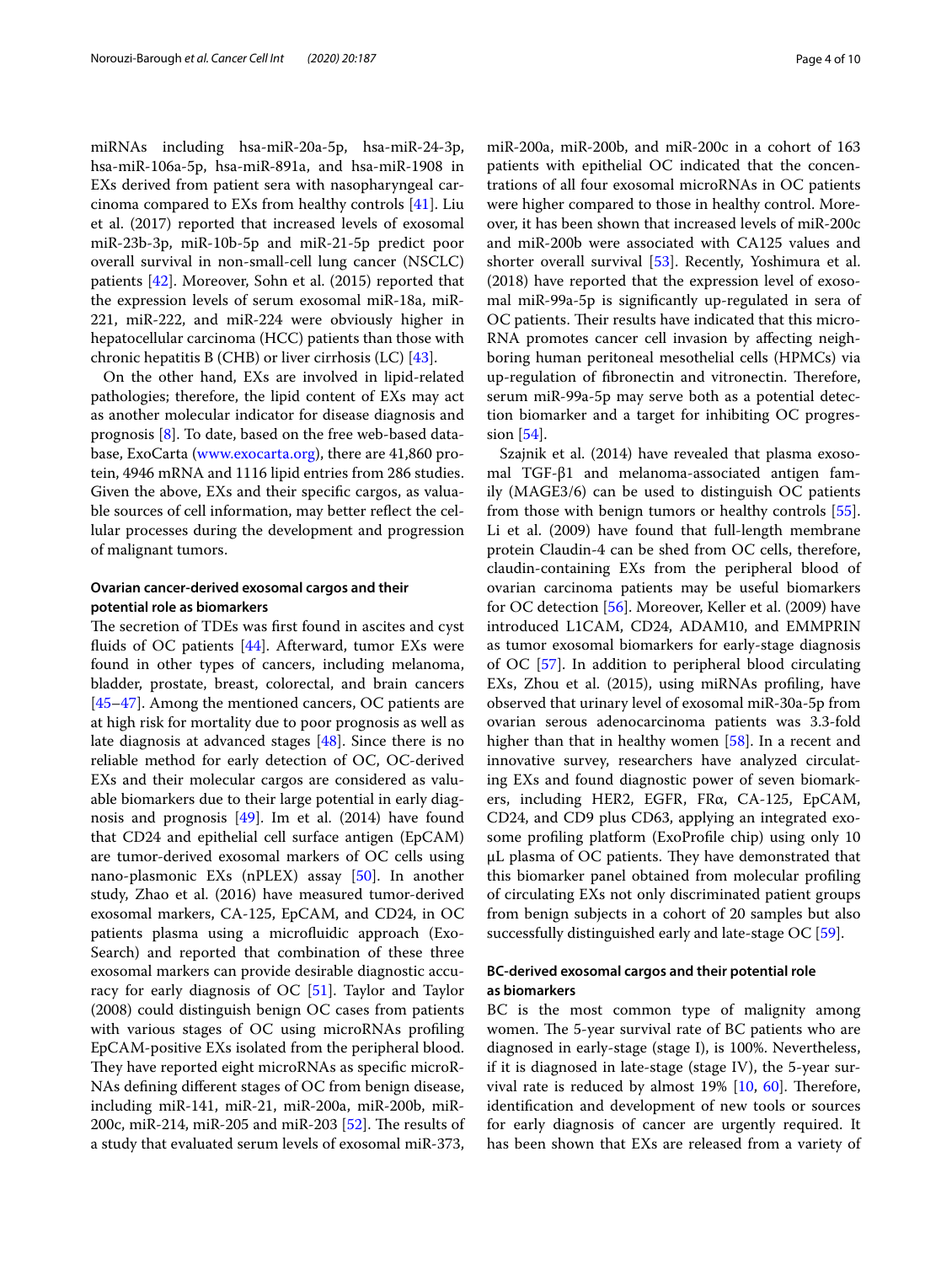miRNAs including hsa-miR-20a-5p, hsa-miR-24-3p, hsa-miR-106a-5p, hsa-miR-891a, and hsa-miR-1908 in EXs derived from patient sera with nasopharyngeal carcinoma compared to EXs from healthy controls [41]. Liu et al. (2017) reported that increased levels of exosomal miR-23b-3p, miR-10b-5p and miR-21-5p predict poor overall survival in non-small-cell lung cancer (NSCLC) patients [42]. Moreover, Sohn et al. (2015) reported that the expression levels of serum exosomal miR-18a, miR-221, miR-222, and miR-224 were obviously higher in hepatocellular carcinoma (HCC) patients than those with chronic hepatitis B (CHB) or liver cirrhosis (LC) [43].

On the other hand, EXs are involved in lipid-related pathologies; therefore, the lipid content of EXs may act as another molecular indicator for disease diagnosis and prognosis [8]. To date, based on the free web-based database, ExoCarta (www.exocarta.org), there are 41,860 protein, 4946 mRNA and 1116 lipid entries from 286 studies. Given the above, EXs and their specific cargos, as valuable sources of cell information, may better reflect the cellular processes during the development and progression of malignant tumors.

### Ovarian cancer-derived exosomal cargos and their potential role as biomarkers

The secretion of TDEs was first found in ascites and cyst fluids of OC patients [44]. Afterward, tumor EXs were found in other types of cancers, including melanoma, bladder, prostate, breast, colorectal, and brain cancers [45–47]. Among the mentioned cancers, OC patients are at high risk for mortality due to poor prognosis as well as late diagnosis at advanced stages [48]. Since there is no reliable method for early detection of OC, OC-derived EXs and their molecular cargos are considered as valuable biomarkers due to their large potential in early diagnosis and prognosis [49]. Im et al. (2014) have found that CD24 and epithelial cell surface antigen (EpCAM) are tumor-derived exosomal markers of OC cells using nano-plasmonic EXs (nPLEX) assay [50]. In another study, Zhao et al. (2016) have measured tumor-derived exosomal markers, CA-125, EpCAM, and CD24, in OC patients plasma using a microfluidic approach (ExoSearch) and reported that combination of these three exosomal markers can provide desirable diagnostic accuracy for early diagnosis of OC [51]. Taylor and Taylor (2008) could distinguish benign OC cases from patients with various stages of OC using microRNAs profiling EpCAM-positive EXs isolated from the peripheral blood. They have reported eight microRNAs as specific microRNAs defining different stages of OC from benign disease, including miR-141, miR-21, miR-200a, miR-200b, miR-200c, miR-214, miR-205 and miR-203 [52]. The results of a study that evaluated serum levels of exosomal miR-373, miR-200a, miR-200b, and miR-200c in a cohort of 163 patients with epithelial OC indicated that the concentrations of all four exosomal microRNAs in OC patients were higher compared to those in healthy control. Moreover, it has been shown that increased levels of miR-200c and miR-200b were associated with CA125 values and shorter overall survival [53]. Recently, Yoshimura et al. (2018) have reported that the expression level of exosomal miR-99a-5p is significantly up-regulated in sera of OC patients. Their results have indicated that this microRNA promotes cancer cell invasion by affecting neighboring human peritoneal mesothelial cells (HPMCs) via up-regulation of fibronectin and vitronectin. Therefore, serum miR-99a-5p may serve both as a potential detection biomarker and a target for inhibiting OC progression [54].

Szajnik et al. (2014) have revealed that plasma exosomal TGF-β1 and melanoma-associated antigen family (MAGE3/6) can be used to distinguish OC patients from those with benign tumors or healthy controls [55]. Li et al. (2009) have found that full-length membrane protein Claudin-4 can be shed from OC cells, therefore, claudin-containing EXs from the peripheral blood of ovarian carcinoma patients may be useful biomarkers for OC detection [56]. Moreover, Keller et al. (2009) have introduced L1CAM, CD24, ADAM10, and EMMPRIN as tumor exosomal biomarkers for early-stage diagnosis of OC [57]. In addition to peripheral blood circulating EXs, Zhou et al. (2015), using miRNAs profiling, have observed that urinary level of exosomal miR-30a-5p from ovarian serous adenocarcinoma patients was 3.3-fold higher than that in healthy women [58]. In a recent and innovative survey, researchers have analyzed circulating EXs and found diagnostic power of seven biomarkers, including HER2, EGFR, FRα, CA-125, EpCAM, CD24, and CD9 plus CD63, applying an integrated exosome profiling platform (ExoProfile chip) using only 10 μL plasma of OC patients. They have demonstrated that this biomarker panel obtained from molecular profiling of circulating EXs not only discriminated patient groups from benign subjects in a cohort of 20 samples but also successfully distinguished early and late-stage OC [59].

### BC-derived exosomal cargos and their potential role as biomarkers

BC is the most common type of malignity among women. The 5-year survival rate of BC patients who are diagnosed in early-stage (stage I), is 100%. Nevertheless, if it is diagnosed in late-stage (stage IV), the 5-year survival rate is reduced by almost 19% [10, 60]. Therefore, identification and development of new tools or sources for early diagnosis of cancer are urgently required. It has been shown that EXs are released from a variety of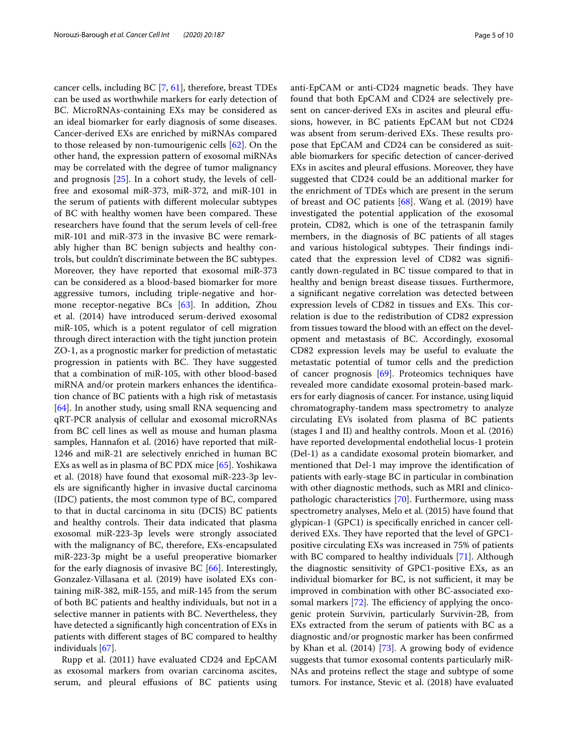cancer cells, including BC [7, 61], therefore, breast TDEs can be used as worthwhile markers for early detection of BC. MicroRNAs-containing EXs may be considered as an ideal biomarker for early diagnosis of some diseases. Cancer-derived EXs are enriched by miRNAs compared to those released by non-tumourigenic cells [62]. On the other hand, the expression pattern of exosomal miRNAs may be correlated with the degree of tumor malignancy and prognosis [25]. In a cohort study, the levels of cell-free and exosomal miR-373, miR-372, and miR-101 in the serum of patients with different molecular subtypes of BC with healthy women have been compared. These researchers have found that the serum levels of cell-free miR-101 and miR-373 in the invasive BC were remarkably higher than BC benign subjects and healthy controls, but couldn't discriminate between the BC subtypes. Moreover, they have reported that exosomal miR-373 can be considered as a blood-based biomarker for more aggressive tumors, including triple-negative and hormone receptor-negative BCs [63]. In addition, Zhou et al. (2014) have introduced serum-derived exosomal miR-105, which is a potent regulator of cell migration through direct interaction with the tight junction protein ZO-1, as a prognostic marker for prediction of metastatic progression in patients with BC. They have suggested that a combination of miR-105, with other blood-based miRNA and/or protein markers enhances the identification chance of BC patients with a high risk of metastasis [64]. In another study, using small RNA sequencing and qRT-PCR analysis of cellular and exosomal microRNAs from BC cell lines as well as mouse and human plasma samples, Hannafon et al. (2016) have reported that miR-1246 and miR-21 are selectively enriched in human BC EXs as well as in plasma of BC PDX mice [65]. Yoshikawa et al. (2018) have found that exosomal miR-223-3p levels are significantly higher in invasive ductal carcinoma (IDC) patients, the most common type of BC, compared to that in ductal carcinoma in situ (DCIS) BC patients and healthy controls. Their data indicated that plasma exosomal miR-223-3p levels were strongly associated with the malignancy of BC, therefore, EXs-encapsulated miR-223-3p might be a useful preoperative biomarker for the early diagnosis of invasive BC [66]. Interestingly, Gonzalez-Villasana et al. (2019) have isolated EXs containing miR-382, miR-155, and miR-145 from the serum of both BC patients and healthy individuals, but not in a selective manner in patients with BC. Nevertheless, they have detected a significantly high concentration of EXs in patients with different stages of BC compared to healthy individuals [67].

Rupp et al. (2011) have evaluated CD24 and EpCAM as exosomal markers from ovarian carcinoma ascites, serum, and pleural effusions of BC patients using anti-EpCAM or anti-CD24 magnetic beads. They have found that both EpCAM and CD24 are selectively present on cancer-derived EXs in ascites and pleural effusions, however, in BC patients EpCAM but not CD24 was absent from serum-derived EXs. These results propose that EpCAM and CD24 can be considered as suitable biomarkers for specific detection of cancer-derived EXs in ascites and pleural effusions. Moreover, they have suggested that CD24 could be an additional marker for the enrichment of TDEs which are present in the serum of breast and OC patients [68]. Wang et al. (2019) have investigated the potential application of the exosomal protein, CD82, which is one of the tetraspanin family members, in the diagnosis of BC patients of all stages and various histological subtypes. Their findings indicated that the expression level of CD82 was significantly down-regulated in BC tissue compared to that in healthy and benign breast disease tissues. Furthermore, a significant negative correlation was detected between expression levels of CD82 in tissues and EXs. This correlation is due to the redistribution of CD82 expression from tissues toward the blood with an effect on the development and metastasis of BC. Accordingly, exosomal CD82 expression levels may be useful to evaluate the metastatic potential of tumor cells and the prediction of cancer prognosis [69]. Proteomics techniques have revealed more candidate exosomal protein-based markers for early diagnosis of cancer. For instance, using liquid chromatography-tandem mass spectrometry to analyze circulating EVs isolated from plasma of BC patients (stages I and II) and healthy controls. Moon et al. (2016) have reported developmental endothelial locus-1 protein (Del-1) as a candidate exosomal protein biomarker, and mentioned that Del-1 may improve the identification of patients with early-stage BC in particular in combination with other diagnostic methods, such as MRI and clinicopathologic characteristics [70]. Furthermore, using mass spectrometry analyses, Melo et al. (2015) have found that glypican-1 (GPC1) is specifically enriched in cancer cell-derived EXs. They have reported that the level of GPC1-positive circulating EXs was increased in 75% of patients with BC compared to healthy individuals [71]. Although the diagnostic sensitivity of GPC1-positive EXs, as an individual biomarker for BC, is not sufficient, it may be improved in combination with other BC-associated exosomal markers [72]. The efficiency of applying the oncogenic protein Survivin, particularly Survivin-2B, from EXs extracted from the serum of patients with BC as a diagnostic and/or prognostic marker has been confirmed by Khan et al. (2014) [73]. A growing body of evidence suggests that tumor exosomal contents particularly miRNAs and proteins reflect the stage and subtype of some tumors. For instance, Stevic et al. (2018) have evaluated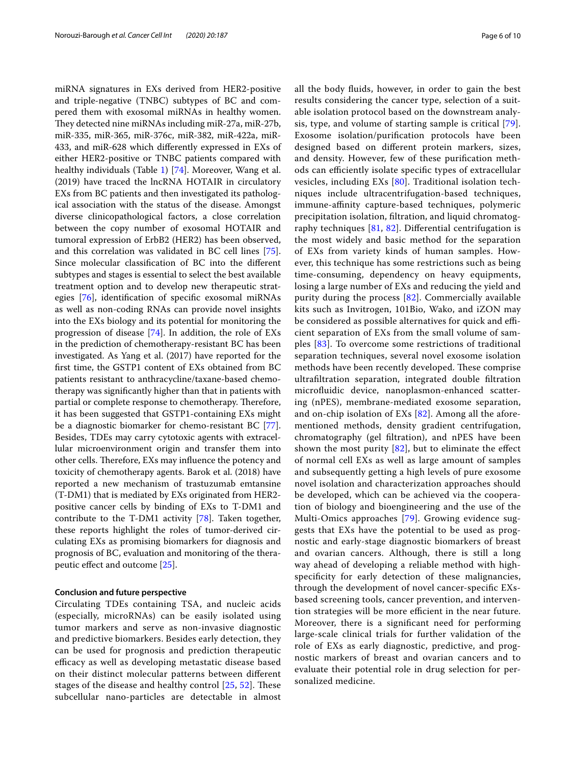miRNA signatures in EXs derived from HER2-positive and triple-negative (TNBC) subtypes of BC and compered them with exosomal miRNAs in healthy women. They detected nine miRNAs including miR-27a, miR-27b, miR-335, miR-365, miR-376c, miR-382, miR-422a, miR-433, and miR-628 which differently expressed in EXs of either HER2-positive or TNBC patients compared with healthy individuals (Table 1) [74]. Moreover, Wang et al. (2019) have traced the lncRNA HOTAIR in circulatory EXs from BC patients and then investigated its pathological association with the status of the disease. Amongst diverse clinicopathological factors, a close correlation between the copy number of exosomal HOTAIR and tumoral expression of ErbB2 (HER2) has been observed, and this correlation was validated in BC cell lines [75]. Since molecular classification of BC into the different subtypes and stages is essential to select the best available treatment option and to develop new therapeutic strategies [76], identification of specific exosomal miRNAs as well as non-coding RNAs can provide novel insights into the EXs biology and its potential for monitoring the progression of disease [74]. In addition, the role of EXs in the prediction of chemotherapy-resistant BC has been investigated. As Yang et al. (2017) have reported for the first time, the GSTP1 content of EXs obtained from BC patients resistant to anthracycline/taxane-based chemotherapy was significantly higher than that in patients with partial or complete response to chemotherapy. Therefore, it has been suggested that GSTP1-containing EXs might be a diagnostic biomarker for chemo-resistant BC [77]. Besides, TDEs may carry cytotoxic agents with extracellular microenvironment origin and transfer them into other cells. Therefore, EXs may influence the potency and toxicity of chemotherapy agents. Barok et al. (2018) have reported a new mechanism of trastuzumab emtansine (T-DM1) that is mediated by EXs originated from HER2-positive cancer cells by binding of EXs to T-DM1 and contribute to the T-DM1 activity [78]. Taken together, these reports highlight the roles of tumor-derived circulating EXs as promising biomarkers for diagnosis and prognosis of BC, evaluation and monitoring of the therapeutic effect and outcome [25].

#### Conclusion and future perspective

Circulating TDEs containing TSA, and nucleic acids (especially, microRNAs) can be easily isolated using tumor markers and serve as non-invasive diagnostic and predictive biomarkers. Besides early detection, they can be used for prognosis and prediction therapeutic efficacy as well as developing metastatic disease based on their distinct molecular patterns between different stages of the disease and healthy control [25, 52]. These subcellular nano-particles are detectable in almost all the body fluids, however, in order to gain the best results considering the cancer type, selection of a suitable isolation protocol based on the downstream analysis, type, and volume of starting sample is critical [79]. Exosome isolation/purification protocols have been designed based on different protein markers, sizes, and density. However, few of these purification methods can efficiently isolate specific types of extracellular vesicles, including EXs [80]. Traditional isolation techniques include ultracentrifugation-based techniques, immune-affinity capture-based techniques, polymeric precipitation isolation, filtration, and liquid chromatography techniques [81, 82]. Differential centrifugation is the most widely and basic method for the separation of EXs from variety kinds of human samples. However, this technique has some restrictions such as being time-consuming, dependency on heavy equipments, losing a large number of EXs and reducing the yield and purity during the process [82]. Commercially available kits such as Invitrogen, 101Bio, Wako, and iZON may be considered as possible alternatives for quick and efficient separation of EXs from the small volume of samples [83]. To overcome some restrictions of traditional separation techniques, several novel exosome isolation methods have been recently developed. These comprise ultrafiltration separation, integrated double filtration microfluidic device, nanoplasmon-enhanced scattering (nPES), membrane-mediated exosome separation, and on-chip isolation of EXs [82]. Among all the aforementioned methods, density gradient centrifugation, chromatography (gel filtration), and nPES have been shown the most purity [82], but to eliminate the effect of normal cell EXs as well as large amount of samples and subsequently getting a high levels of pure exosome novel isolation and characterization approaches should be developed, which can be achieved via the cooperation of biology and bioengineering and the use of the Multi-Omics approaches [79]. Growing evidence suggests that EXs have the potential to be used as prognostic and early-stage diagnostic biomarkers of breast and ovarian cancers. Although, there is still a long way ahead of developing a reliable method with high-specificity for early detection of these malignancies, through the development of novel cancer-specific EXs-based screening tools, cancer prevention, and intervention strategies will be more efficient in the near future. Moreover, there is a significant need for performing large-scale clinical trials for further validation of the role of EXs as early diagnostic, predictive, and prognostic markers of breast and ovarian cancers and to evaluate their potential role in drug selection for personalized medicine.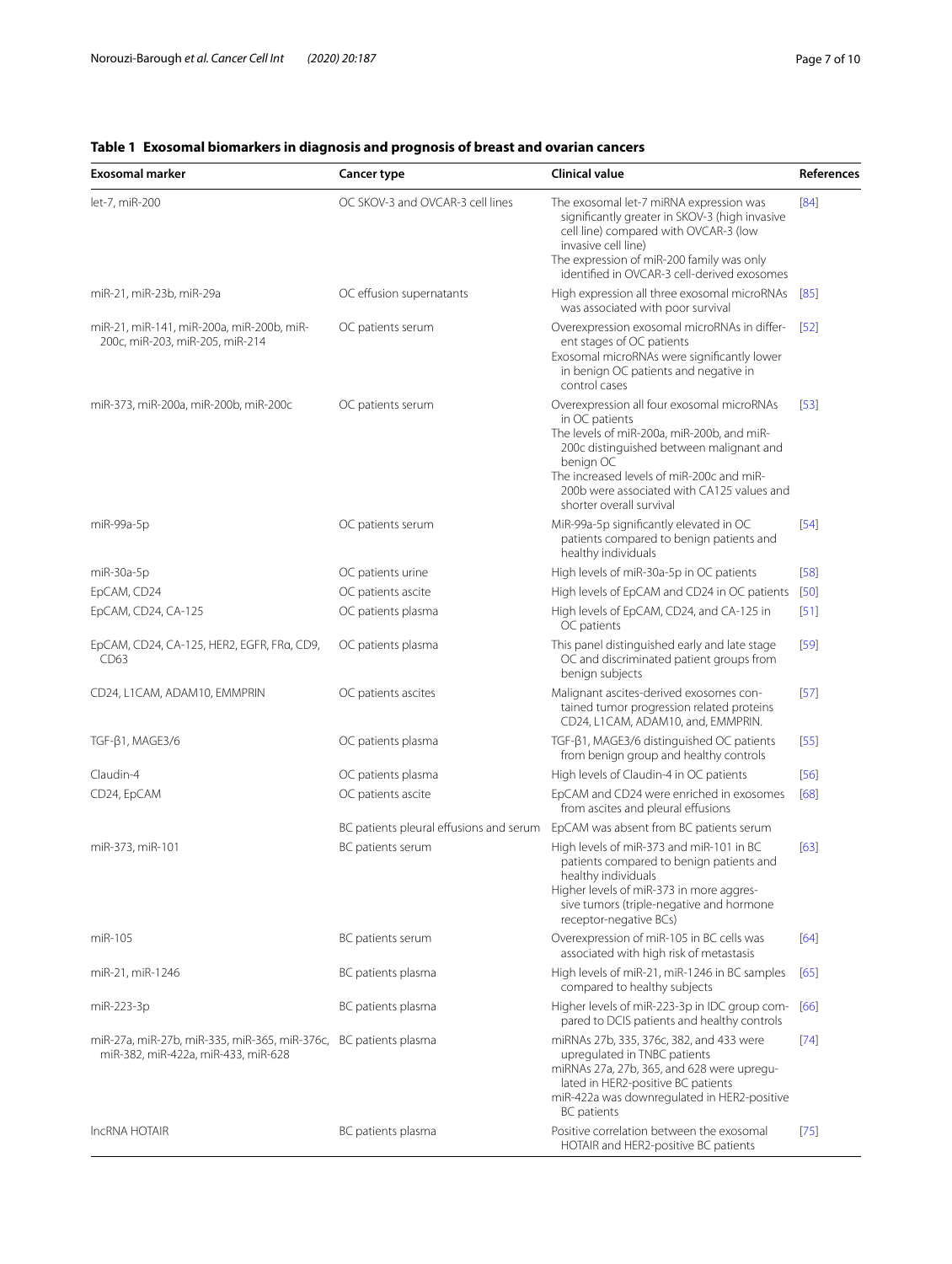**Table 1 Exosomal biomarkers in diagnosis and prognosis of breast and ovarian cancers**

| Exosomal marker | Cancer type | Clinical value | References |
|---|---|---|---|
| let-7, miR-200 | OC SKOV-3 and OVCAR-3 cell lines | The exosomal let-7 miRNA expression was significantly greater in SKOV-3 (high invasive cell line) compared with OVCAR-3 (low invasive cell line)<br>The expression of miR-200 family was only identified in OVCAR-3 cell-derived exosomes | [84] |
| miR-21, miR-23b, miR-29a | OC effusion supernatants | High expression all three exosomal microRNAs was associated with poor survival | [85] |
| miR-21, miR-141, miR-200a, miR-200b, miR-200c, miR-203, miR-205, miR-214 | OC patients serum | Overexpression exosomal microRNAs in different stages of OC patients<br>Exosomal microRNAs were significantly lower in benign OC patients and negative in control cases | [52] |
| miR-373, miR-200a, miR-200b, miR-200c | OC patients serum | Overexpression all four exosomal microRNAs in OC patients<br>The levels of miR-200a, miR-200b, and miR-200c distinguished between malignant and benign OC<br>The increased levels of miR-200c and miR-200b were associated with CA125 values and shorter overall survival | [53] |
| miR-99a-5p | OC patients serum | MiR-99a-5p significantly elevated in OC patients compared to benign patients and healthy individuals | [54] |
| miR-30a-5p | OC patients urine | High levels of miR-30a-5p in OC patients | [58] |
| EpCAM, CD24 | OC patients ascite | High levels of EpCAM and CD24 in OC patients | [50] |
| EpCAM, CD24, CA-125 | OC patients plasma | High levels of EpCAM, CD24, and CA-125 in OC patients | [51] |
| EpCAM, CD24, CA-125, HER2, EGFR, FRα, CD9, CD63 | OC patients plasma | This panel distinguished early and late stage OC and discriminated patient groups from benign subjects | [59] |
| CD24, L1CAM, ADAM10, EMMPRIN | OC patients ascites | Malignant ascites-derived exosomes contained tumor progression related proteins CD24, L1CAM, ADAM10, and, EMMPRIN. | [57] |
| TGF-β1, MAGE3/6 | OC patients plasma | TGF-β1, MAGE3/6 distinguished OC patients from benign group and healthy controls | [55] |
| Claudin-4 | OC patients plasma | High levels of Claudin-4 in OC patients | [56] |
| CD24, EpCAM | OC patients ascite | EpCAM and CD24 were enriched in exosomes from ascites and pleural effusions | [68] |
| | BC patients pleural effusions and serum | EpCAM was absent from BC patients serum | |
| miR-373, miR-101 | BC patients serum | High levels of miR-373 and miR-101 in BC patients compared to benign patients and healthy individuals<br>Higher levels of miR-373 in more aggressive tumors (triple-negative and hormone receptor-negative BCs) | [63] |
| miR-105 | BC patients serum | Overexpression of miR-105 in BC cells was associated with high risk of metastasis | [64] |
| miR-21, miR-1246 | BC patients plasma | High levels of miR-21, miR-1246 in BC samples compared to healthy subjects | [65] |
| miR-223-3p | BC patients plasma | Higher levels of miR-223-3p in IDC group compared to DCIS patients and healthy controls | [66] |
| miR-27a, miR-27b, miR-335, miR-365, miR-376c, miR-382, miR-422a, miR-433, miR-628 | BC patients plasma | miRNAs 27b, 335, 376c, 382, and 433 were upregulated in TNBC patients<br>miRNAs 27a, 27b, 365, and 628 were upregulated in HER2-positive BC patients<br>miR-422a was downregulated in HER2-positive BC patients | [74] |
| lncRNA HOTAIR | BC patients plasma | Positive correlation between the exosomal HOTAIR and HER2-positive BC patients | [75] |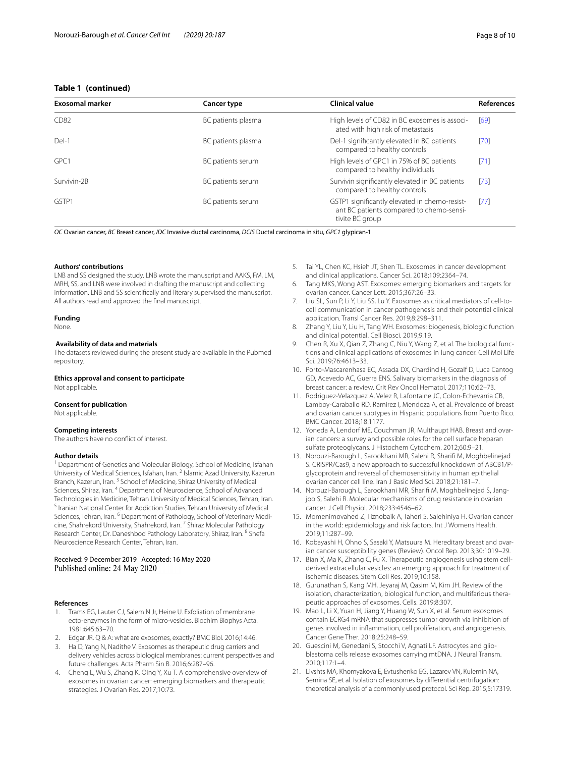**Table 1 (continued)**

| Exosomal marker | Cancer type | Clinical value | References |
|---|---|---|---|
| CD82 | BC patients plasma | High levels of CD82 in BC exosomes is associated with high risk of metastasis | [69] |
| Del-1 | BC patients plasma | Del-1 significantly elevated in BC patients compared to healthy controls | [70] |
| GPC1 | BC patients serum | High levels of GPC1 in 75% of BC patients compared to healthy individuals | [71] |
| Survivin-2B | BC patients serum | Survivin significantly elevated in BC patients compared to healthy controls | [73] |
| GSTP1 | BC patients serum | GSTP1 significantly elevated in chemo-resistant BC patients compared to chemo-sensitive BC group | [77] |

*OC* Ovarian cancer, *BC* Breast cancer, *IDC* Invasive ductal carcinoma, *DCIS* Ductal carcinoma in situ, *GPC1* glypican-1

**Authors' contributions**

LNB and SS designed the study. LNB wrote the manuscript and AAKS, FM, LM, MRH, SS, and LNB were involved in drafting the manuscript and collecting information. LNB and SS scientifically and literary supervised the manuscript. All authors read and approved the final manuscript.

**Funding**

None.

**Availability of data and materials**

The datasets reviewed during the present study are available in the Pubmed repository.

**Ethics approval and consent to participate**

Not applicable.

**Consent for publication**

Not applicable.

**Competing interests**

The authors have no conflict of interest.

**Author details**

[1] Department of Genetics and Molecular Biology, School of Medicine, Isfahan University of Medical Sciences, Isfahan, Iran. [2] Islamic Azad University, Kazerun Branch, Kazerun, Iran. [3] School of Medicine, Shiraz University of Medical Sciences, Shiraz, Iran. [4] Department of Neuroscience, School of Advanced Technologies in Medicine, Tehran University of Medical Sciences, Tehran, Iran. [5] Iranian National Center for Addiction Studies, Tehran University of Medical Sciences, Tehran, Iran. [6] Department of Pathology, School of Veterinary Medicine, Shahrekord University, Shahrekord, Iran. [7] Shiraz Molecular Pathology Research Center, Dr. Daneshbod Pathology Laboratory, Shiraz, Iran. [8] Shefa Neuroscience Research Center, Tehran, Iran.

Received: 9 December 2019 Accepted: 16 May 2020
Published online: 24 May 2020

**References**

1. Trams EG, Lauter CJ, Salem N Jr, Heine U. Exfoliation of membrane ecto-enzymes in the form of micro-vesicles. Biochim Biophys Acta. 1981;645:63–70.
2. Edgar JR. Q & A: what are exosomes, exactly? BMC Biol. 2016;14:46.
3. Ha D, Yang N, Nadithe V. Exosomes as therapeutic drug carriers and delivery vehicles across biological membranes: current perspectives and future challenges. Acta Pharm Sin B. 2016;6:287–96.
4. Cheng L, Wu S, Zhang K, Qing Y, Xu T. A comprehensive overview of exosomes in ovarian cancer: emerging biomarkers and therapeutic strategies. J Ovarian Res. 2017;10:73.
5. Tai YL, Chen KC, Hsieh JT, Shen TL. Exosomes in cancer development and clinical applications. Cancer Sci. 2018;109:2364–74.
6. Tang MKS, Wong AST. Exosomes: emerging biomarkers and targets for ovarian cancer. Cancer Lett. 2015;367:26–33.
7. Liu SL, Sun P, Li Y, Liu SS, Lu Y. Exosomes as critical mediators of cell-to-cell communication in cancer pathogenesis and their potential clinical application. Transl Cancer Res. 2019;8:298–311.
8. Zhang Y, Liu Y, Liu H, Tang WH. Exosomes: biogenesis, biologic function and clinical potential. Cell Biosci. 2019;9:19.
9. Chen R, Xu X, Qian Z, Zhang C, Niu Y, Wang Z, et al. The biological functions and clinical applications of exosomes in lung cancer. Cell Mol Life Sci. 2019;76:4613–33.
10. Porto-Mascarenhasa EC, Assada DX, Chardind H, Gozalf D, Luca Cantog GD, Acevedo AC, Guerra ENS. Salivary biomarkers in the diagnosis of breast cancer: a review. Crit Rev Oncol Hematol. 2017;110:62–73.
11. Rodriguez-Velazquez A, Velez R, Lafontaine JC, Colon-Echevarria CB, Lamboy-Caraballo RD, Ramirez I, Mendoza A, et al. Prevalence of breast and ovarian cancer subtypes in Hispanic populations from Puerto Rico. BMC Cancer. 2018;18:1177.
12. Yoneda A, Lendorf ME, Couchman JR, Multhaupt HAB. Breast and ovarian cancers: a survey and possible roles for the cell surface heparan sulfate proteoglycans. J Histochem Cytochem. 2012;60:9–21.
13. Norouzi-Barough L, Sarookhani MR, Salehi R, Sharifi M, Moghbelinejad S. CRISPR/Cas9, a new approach to successful knockdown of ABCB1/P-glycoprotein and reversal of chemosensitivity in human epithelial ovarian cancer cell line. Iran J Basic Med Sci. 2018;21:181–7.
14. Norouzi-Barough L, Sarookhani MR, Sharifi M, Moghbelinejad S, Jangjoo S, Salehi R. Molecular mechanisms of drug resistance in ovarian cancer. J Cell Physiol. 2018;233:4546–62.
15. Momenimovahed Z, Tiznobaik A, Taheri S, Salehiniya H. Ovarian cancer in the world: epidemiology and risk factors. Int J Womens Health. 2019;11:287–99.
16. Kobayashi H, Ohno S, Sasaki Y, Matsuura M. Hereditary breast and ovarian cancer susceptibility genes (Review). Oncol Rep. 2013;30:1019–29.
17. Bian X, Ma K, Zhang C, Fu X. Therapeutic angiogenesis using stem cell-derived extracellular vesicles: an emerging approach for treatment of ischemic diseases. Stem Cell Res. 2019;10:158.
18. Gurunathan S, Kang MH, Jeyaraj M, Qasim M, Kim JH. Review of the isolation, characterization, biological function, and multifarious therapeutic approaches of exosomes. Cells. 2019;8:307.
19. Mao L, Li X, Yuan H, Jiang Y, Huang W, Sun X, et al. Serum exosomes contain ECRG4 mRNA that suppresses tumor growth via inhibition of genes involved in inflammation, cell proliferation, and angiogenesis. Cancer Gene Ther. 2018;25:248–59.
20. Guescini M, Genedani S, Stocchi V, Agnati LF. Astrocytes and glioblastoma cells release exosomes carrying mtDNA. J Neural Transm. 2010;117:1–4.
21. Livshts MA, Khomyakova E, Evtushenko EG, Lazarev VN, Kulemin NA, Semina SE, et al. Isolation of exosomes by differential centrifugation: theoretical analysis of a commonly used protocol. Sci Rep. 2015;5:17319.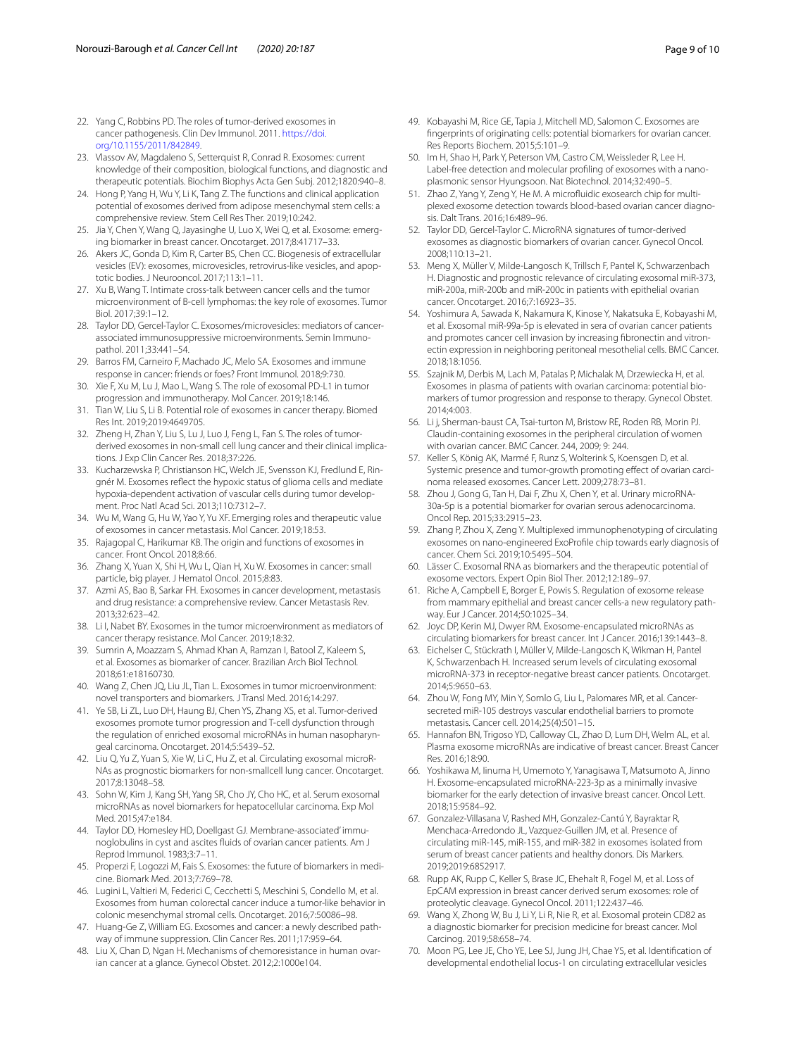22. Yang C, Robbins PD. The roles of tumor-derived exosomes in cancer pathogenesis. Clin Dev Immunol. 2011. https://doi.org/10.1155/2011/842849.
23. Vlassov AV, Magdaleno S, Setterquist R, Conrad R. Exosomes: current knowledge of their composition, biological functions, and diagnostic and therapeutic potentials. Biochim Biophys Acta Gen Subj. 2012;1820:940–8.
24. Hong P, Yang H, Wu Y, Li K, Tang Z. The functions and clinical application potential of exosomes derived from adipose mesenchymal stem cells: a comprehensive review. Stem Cell Res Ther. 2019;10:242.
25. Jia Y, Chen Y, Wang Q, Jayasinghe U, Luo X, Wei Q, et al. Exosome: emerging biomarker in breast cancer. Oncotarget. 2017;8:41717–33.
26. Akers JC, Gonda D, Kim R, Carter BS, Chen CC. Biogenesis of extracellular vesicles (EV): exosomes, microvesicles, retrovirus-like vesicles, and apoptotic bodies. J Neurooncol. 2017;113:1–11.
27. Xu B, Wang T. Intimate cross-talk between cancer cells and the tumor microenvironment of B-cell lymphomas: the key role of exosomes. Tumor Biol. 2017;39:1–12.
28. Taylor DD, Gercel-Taylor C. Exosomes/microvesicles: mediators of cancer-associated immunosuppressive microenvironments. Semin Immunopathol. 2011;33:441–54.
29. Barros FM, Carneiro F, Machado JC, Melo SA. Exosomes and immune response in cancer: friends or foes? Front Immunol. 2018;9:730.
30. Xie F, Xu M, Lu J, Mao L, Wang S. The role of exosomal PD-L1 in tumor progression and immunotherapy. Mol Cancer. 2019;18:146.
31. Tian W, Liu S, Li B. Potential role of exosomes in cancer therapy. Biomed Res Int. 2019;2019:4649705.
32. Zheng H, Zhan Y, Liu S, Lu J, Luo J, Feng L, Fan S. The roles of tumor-derived exosomes in non-small cell lung cancer and their clinical implications. J Exp Clin Cancer Res. 2018;37:226.
33. Kucharzewska P, Christianson HC, Welch JE, Svensson KJ, Fredlund E, Ringnér M. Exosomes reflect the hypoxic status of glioma cells and mediate hypoxia-dependent activation of vascular cells during tumor development. Proc Natl Acad Sci. 2013;110:7312–7.
34. Wu M, Wang G, Hu W, Yao Y, Yu XF. Emerging roles and therapeutic value of exosomes in cancer metastasis. Mol Cancer. 2019;18:53.
35. Rajagopal C, Harikumar KB. The origin and functions of exosomes in cancer. Front Oncol. 2018;8:66.
36. Zhang X, Yuan X, Shi H, Wu L, Qian H, Xu W. Exosomes in cancer: small particle, big player. J Hematol Oncol. 2015;8:83.
37. Azmi AS, Bao B, Sarkar FH. Exosomes in cancer development, metastasis and drug resistance: a comprehensive review. Cancer Metastasis Rev. 2013;32:623–42.
38. Li I, Nabet BY. Exosomes in the tumor microenvironment as mediators of cancer therapy resistance. Mol Cancer. 2019;18:32.
39. Sumrin A, Moazzam S, Ahmad Khan A, Ramzan I, Batool Z, Kaleem S, et al. Exosomes as biomarker of cancer. Brazilian Arch Biol Technol. 2018;61:e18160730.
40. Wang Z, Chen JQ, Liu JL, Tian L. Exosomes in tumor microenvironment: novel transporters and biomarkers. J Transl Med. 2016;14:297.
41. Ye SB, Li ZL, Luo DH, Haung BJ, Chen YS, Zhang XS, et al. Tumor-derived exosomes promote tumor progression and T-cell dysfunction through the regulation of enriched exosomal microRNAs in human nasopharyngeal carcinoma. Oncotarget. 2014;5:5439–52.
42. Liu Q, Yu Z, Yuan S, Xie W, Li C, Hu Z, et al. Circulating exosomal microRNAs as prognostic biomarkers for non-smallcell lung cancer. Oncotarget. 2017;8:13048–58.
43. Sohn W, Kim J, Kang SH, Yang SR, Cho JY, Cho HC, et al. Serum exosomal microRNAs as novel biomarkers for hepatocellular carcinoma. Exp Mol Med. 2015;47:e184.
44. Taylor DD, Homesley HD, Doellgast GJ. Membrane-associated' immunoglobulins in cyst and ascites fluids of ovarian cancer patients. Am J Reprod Immunol. 1983;3:7–11.
45. Properzi F, Logozzi M, Fais S. Exosomes: the future of biomarkers in medicine. Biomark Med. 2013;7:769–78.
46. Lugini L, Valtieri M, Federici C, Cecchetti S, Meschini S, Condello M, et al. Exosomes from human colorectal cancer induce a tumor-like behavior in colonic mesenchymal stromal cells. Oncotarget. 2016;7:50086–98.
47. Huang-Ge Z, William EG. Exosomes and cancer: a newly described pathway of immune suppression. Clin Cancer Res. 2011;17:959–64.
48. Liu X, Chan D, Ngan H. Mechanisms of chemoresistance in human ovarian cancer at a glance. Gynecol Obstet. 2012;2:1000e104.
49. Kobayashi M, Rice GE, Tapia J, Mitchell MD, Salomon C. Exosomes are fingerprints of originating cells: potential biomarkers for ovarian cancer. Res Reports Biochem. 2015;5:101–9.
50. Im H, Shao H, Park Y, Peterson VM, Castro CM, Weissleder R, Lee H. Label-free detection and molecular profiling of exosomes with a nano-plasmonic sensor Hyungsoon. Nat Biotechnol. 2014;32:490–5.
51. Zhao Z, Yang Y, Zeng Y, He M. A microfluidic exosearch chip for multiplexed exosome detection towards blood-based ovarian cancer diagnosis. Dalt Trans. 2016;16:489–96.
52. Taylor DD, Gercel-Taylor C. MicroRNA signatures of tumor-derived exosomes as diagnostic biomarkers of ovarian cancer. Gynecol Oncol. 2008;110:13–21.
53. Meng X, Müller V, Milde-Langosch K, Trillsch F, Pantel K, Schwarzenbach H. Diagnostic and prognostic relevance of circulating exosomal miR-373, miR-200a, miR-200b and miR-200c in patients with epithelial ovarian cancer. Oncotarget. 2016;7:16923–35.
54. Yoshimura A, Sawada K, Nakamura K, Kinose Y, Nakatsuka E, Kobayashi M, et al. Exosomal miR-99a-5p is elevated in sera of ovarian cancer patients and promotes cancer cell invasion by increasing fibronectin and vitronectin expression in neighboring peritoneal mesothelial cells. BMC Cancer. 2018;18:1056.
55. Szajnik M, Derbis M, Lach M, Patalas P, Michalak M, Drzewiecka H, et al. Exosomes in plasma of patients with ovarian carcinoma: potential biomarkers of tumor progression and response to therapy. Gynecol Obstet. 2014;4:003.
56. Li j, Sherman-baust CA, Tsai-turton M, Bristow RE, Roden RB, Morin PJ. Claudin-containing exosomes in the peripheral circulation of women with ovarian cancer. BMC Cancer. 244, 2009; 9: 244.
57. Keller S, König AK, Marmé F, Runz S, Wolterink S, Koensgen D, et al. Systemic presence and tumor-growth promoting effect of ovarian carcinoma released exosomes. Cancer Lett. 2009;278:73–81.
58. Zhou J, Gong G, Tan H, Dai F, Zhu X, Chen Y, et al. Urinary microRNA-30a-5p is a potential biomarker for ovarian serous adenocarcinoma. Oncol Rep. 2015;33:2915–23.
59. Zhang P, Zhou X, Zeng Y. Multiplexed immunophenotyping of circulating exosomes on nano-engineered ExoProfile chip towards early diagnosis of cancer. Chem Sci. 2019;10:5495–504.
60. Lässer C. Exosomal RNA as biomarkers and the therapeutic potential of exosome vectors. Expert Opin Biol Ther. 2012;12:189–97.
61. Riche A, Campbell E, Borger E, Powis S. Regulation of exosome release from mammary epithelial and breast cancer cells-a new regulatory pathway. Eur J Cancer. 2014;50:1025–34.
62. Joyc DP, Kerin MJ, Dwyer RM. Exosome-encapsulated microRNAs as circulating biomarkers for breast cancer. Int J Cancer. 2016;139:1443–8.
63. Eichelser C, Stückrath I, Müller V, Milde-Langosch K, Wikman H, Pantel K, Schwarzenbach H. Increased serum levels of circulating exosomal microRNA-373 in receptor-negative breast cancer patients. Oncotarget. 2014;5:9650–63.
64. Zhou W, Fong MY, Min Y, Somlo G, Liu L, Palomares MR, et al. Cancer-secreted miR-105 destroys vascular endothelial barriers to promote metastasis. Cancer cell. 2014;25(4):501–15.
65. Hannafon BN, Trigoso YD, Calloway CL, Zhao D, Lum DH, Welm AL, et al. Plasma exosome microRNAs are indicative of breast cancer. Breast Cancer Res. 2016;18:90.
66. Yoshikawa M, Iinuma H, Umemoto Y, Yanagisawa T, Matsumoto A, Jinno H. Exosome-encapsulated microRNA-223-3p as a minimally invasive biomarker for the early detection of invasive breast cancer. Oncol Lett. 2018;15:9584–92.
67. Gonzalez-Villasana V, Rashed MH, Gonzalez-Cantú Y, Bayraktar R, Menchaca-Arredondo JL, Vazquez-Guillen JM, et al. Presence of circulating miR-145, miR-155, and miR-382 in exosomes isolated from serum of breast cancer patients and healthy donors. Dis Markers. 2019;2019:6852917.
68. Rupp AK, Rupp C, Keller S, Brase JC, Ehehalt R, Fogel M, et al. Loss of EpCAM expression in breast cancer derived serum exosomes: role of proteolytic cleavage. Gynecol Oncol. 2011;122:437–46.
69. Wang X, Zhong W, Bu J, Li Y, Li R, Nie R, et al. Exosomal protein CD82 as a diagnostic biomarker for precision medicine for breast cancer. Mol Carcinog. 2019;58:658–74.
70. Moon PG, Lee JE, Cho YE, Lee SJ, Jung JH, Chae YS, et al. Identification of developmental endothelial locus-1 on circulating extracellular vesicles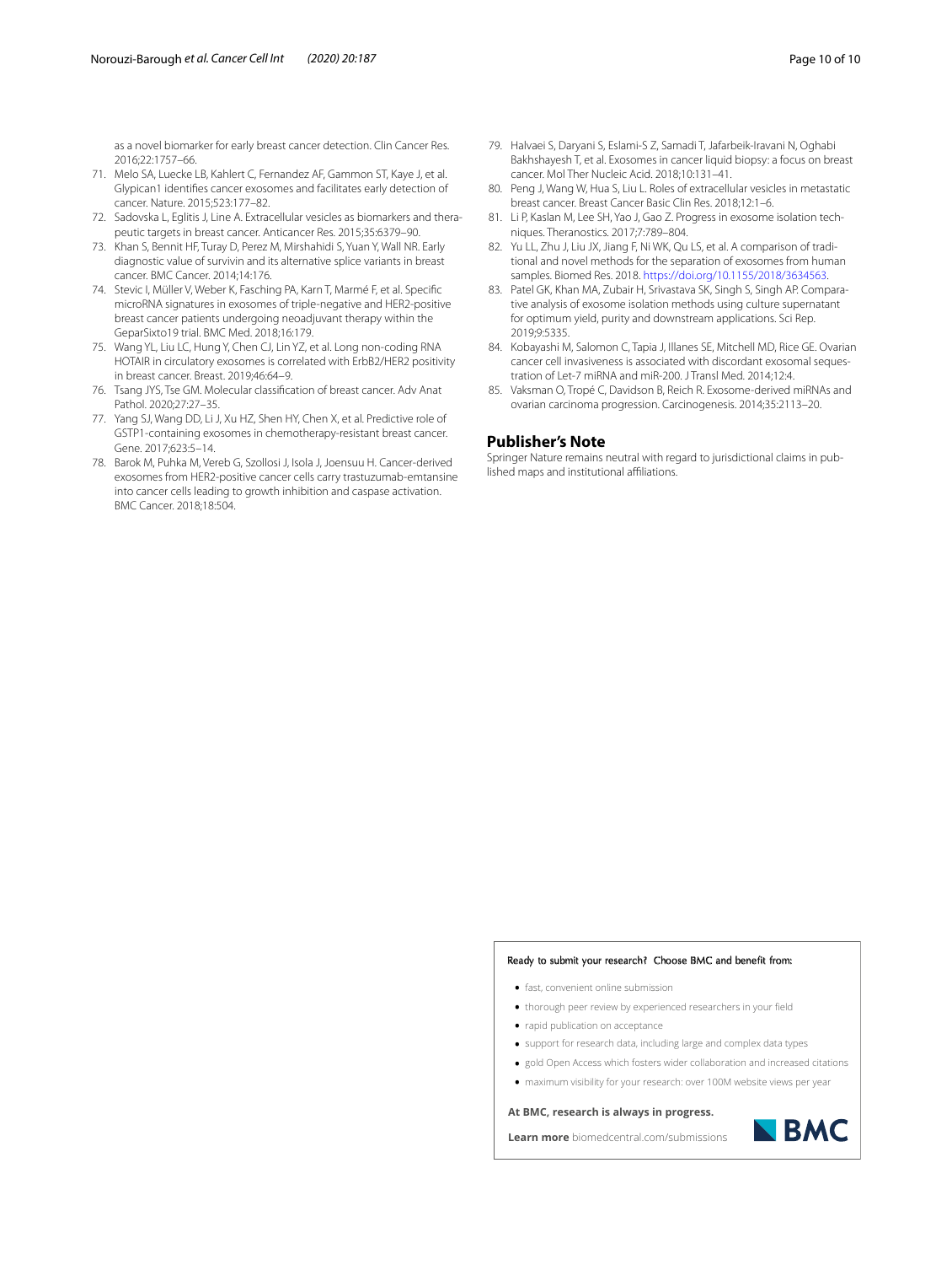as a novel biomarker for early breast cancer detection. Clin Cancer Res. 2016;22:1757–66.

71. Melo SA, Luecke LB, Kahlert C, Fernandez AF, Gammon ST, Kaye J, et al. Glypican1 identifies cancer exosomes and facilitates early detection of cancer. Nature. 2015;523:177–82.
72. Sadovska L, Eglitis J, Line A. Extracellular vesicles as biomarkers and therapeutic targets in breast cancer. Anticancer Res. 2015;35:6379–90.
73. Khan S, Bennit HF, Turay D, Perez M, Mirshahidi S, Yuan Y, Wall NR. Early diagnostic value of survivin and its alternative splice variants in breast cancer. BMC Cancer. 2014;14:176.
74. Stevic I, Müller V, Weber K, Fasching PA, Karn T, Marmé F, et al. Specific microRNA signatures in exosomes of triple-negative and HER2-positive breast cancer patients undergoing neoadjuvant therapy within the GeparSixto19 trial. BMC Med. 2018;16:179.
75. Wang YL, Liu LC, Hung Y, Chen CJ, Lin YZ, et al. Long non-coding RNA HOTAIR in circulatory exosomes is correlated with ErbB2/HER2 positivity in breast cancer. Breast. 2019;46:64–9.
76. Tsang JYS, Tse GM. Molecular classification of breast cancer. Adv Anat Pathol. 2020;27:27–35.
77. Yang SJ, Wang DD, Li J, Xu HZ, Shen HY, Chen X, et al. Predictive role of GSTP1-containing exosomes in chemotherapy-resistant breast cancer. Gene. 2017;623:5–14.
78. Barok M, Puhka M, Vereb G, Szollosi J, Isola J, Joensuu H. Cancer-derived exosomes from HER2-positive cancer cells carry trastuzumab-emtansine into cancer cells leading to growth inhibition and caspase activation. BMC Cancer. 2018;18:504.
79. Halvaei S, Daryani S, Eslami-S Z, Samadi T, Jafarbeik-Iravani N, Oghabi Bakhshayesh T, et al. Exosomes in cancer liquid biopsy: a focus on breast cancer. Mol Ther Nucleic Acid. 2018;10:131–41.
80. Peng J, Wang W, Hua S, Liu L. Roles of extracellular vesicles in metastatic breast cancer. Breast Cancer Basic Clin Res. 2018;12:1–6.
81. Li P, Kaslan M, Lee SH, Yao J, Gao Z. Progress in exosome isolation techniques. Theranostics. 2017;7:789–804.
82. Yu LL, Zhu J, Liu JX, Jiang F, Ni WK, Qu LS, et al. A comparison of traditional and novel methods for the separation of exosomes from human samples. Biomed Res. 2018. https://doi.org/10.1155/2018/3634563.
83. Patel GK, Khan MA, Zubair H, Srivastava SK, Singh S, Singh AP. Comparative analysis of exosome isolation methods using culture supernatant for optimum yield, purity and downstream applications. Sci Rep. 2019;9:5335.
84. Kobayashi M, Salomon C, Tapia J, Illanes SE, Mitchell MD, Rice GE. Ovarian cancer cell invasiveness is associated with discordant exosomal sequestration of Let-7 miRNA and miR-200. J Transl Med. 2014;12:4.
85. Vaksman O, Tropé C, Davidson B, Reich R. Exosome-derived miRNAs and ovarian carcinoma progression. Carcinogenesis. 2014;35:2113–20.

## Publisher's Note

Springer Nature remains neutral with regard to jurisdictional claims in published maps and institutional affiliations.

Ready to submit your research? Choose BMC and benefit from:

- fast, convenient online submission
- thorough peer review by experienced researchers in your field
- rapid publication on acceptance
- support for research data, including large and complex data types
- gold Open Access which fosters wider collaboration and increased citations
- maximum visibility for your research: over 100M website views per year

**At BMC, research is always in progress.**

**Learn more** biomedcentral.com/submissions